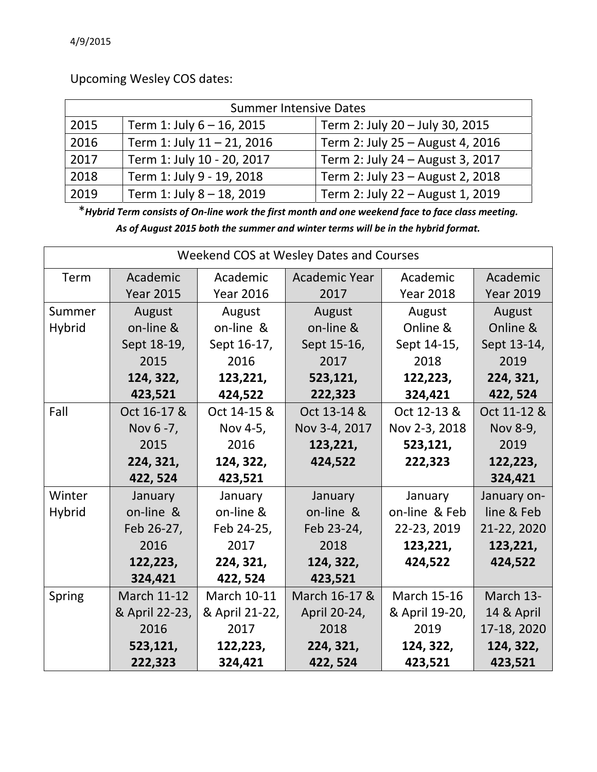4/9/2015

Upcoming Wesley COS dates:

| Summer Intensive Dates | | |
|---|---|---|
| 2015 | Term 1: July 6 – 16, 2015 | Term 2: July 20 – July 30, 2015 |
| 2016 | Term 1: July 11 – 21, 2016 | Term 2: July 25 – August 4, 2016 |
| 2017 | Term 1: July 10 - 20, 2017 | Term 2: July 24 – August 3, 2017 |
| 2018 | Term 1: July 9 - 19, 2018 | Term 2: July 23 – August 2, 2018 |
| 2019 | Term 1: July 8 – 18, 2019 | Term 2: July 22 – August 1, 2019 |

**_*Hybrid Term consists of On-line work the first month and one weekend face to face class meeting._**

**_As of August 2015 both the summer and winter terms will be in the hybrid format._**

| Weekend COS at Wesley Dates and Courses | | | | | |
|---|---|---|---|---|---|
| Term | Academic Year 2015 | Academic Year 2016 | Academic Year 2017 | Academic Year 2018 | Academic Year 2019 |
| Summer Hybrid | August on-line & Sept 18-19, 2015 **124, 322, 423,521** | August on-line & Sept 16-17, 2016 **123,221, 424,522** | August on-line & Sept 15-16, 2017 **523,121, 222,323** | August Online & Sept 14-15, 2018 **122,223, 324,421** | August Online & Sept 13-14, 2019 **224, 321, 422, 524** |
| Fall | Oct 16-17 & Nov 6 -7, 2015 **224, 321, 422, 524** | Oct 14-15 & Nov 4-5, 2016 **124, 322, 423,521** | Oct 13-14 & Nov 3-4, 2017 **123,221, 424,522** | Oct 12-13 & Nov 2-3, 2018 **523,121, 222,323** | Oct 11-12 & Nov 8-9, 2019 **122,223, 324,421** |
| Winter Hybrid | January on-line & Feb 26-27, 2016 **122,223, 324,421** | January on-line & Feb 24-25, 2017 **224, 321, 422, 524** | January on-line & Feb 23-24, 2018 **124, 322, 423,521** | January on-line & Feb 22-23, 2019 **123,221, 424,522** | January on-line & Feb 21-22, 2020 **123,221, 424,522** |
| Spring | March 11-12 & April 22-23, 2016 **523,121, 222,323** | March 10-11 & April 21-22, 2017 **122,223, 324,421** | March 16-17 & April 20-24, 2018 **224, 321, 422, 524** | March 15-16 & April 19-20, 2019 **124, 322, 423,521** | March 13-14 & April 17-18, 2020 **124, 322, 423,521** |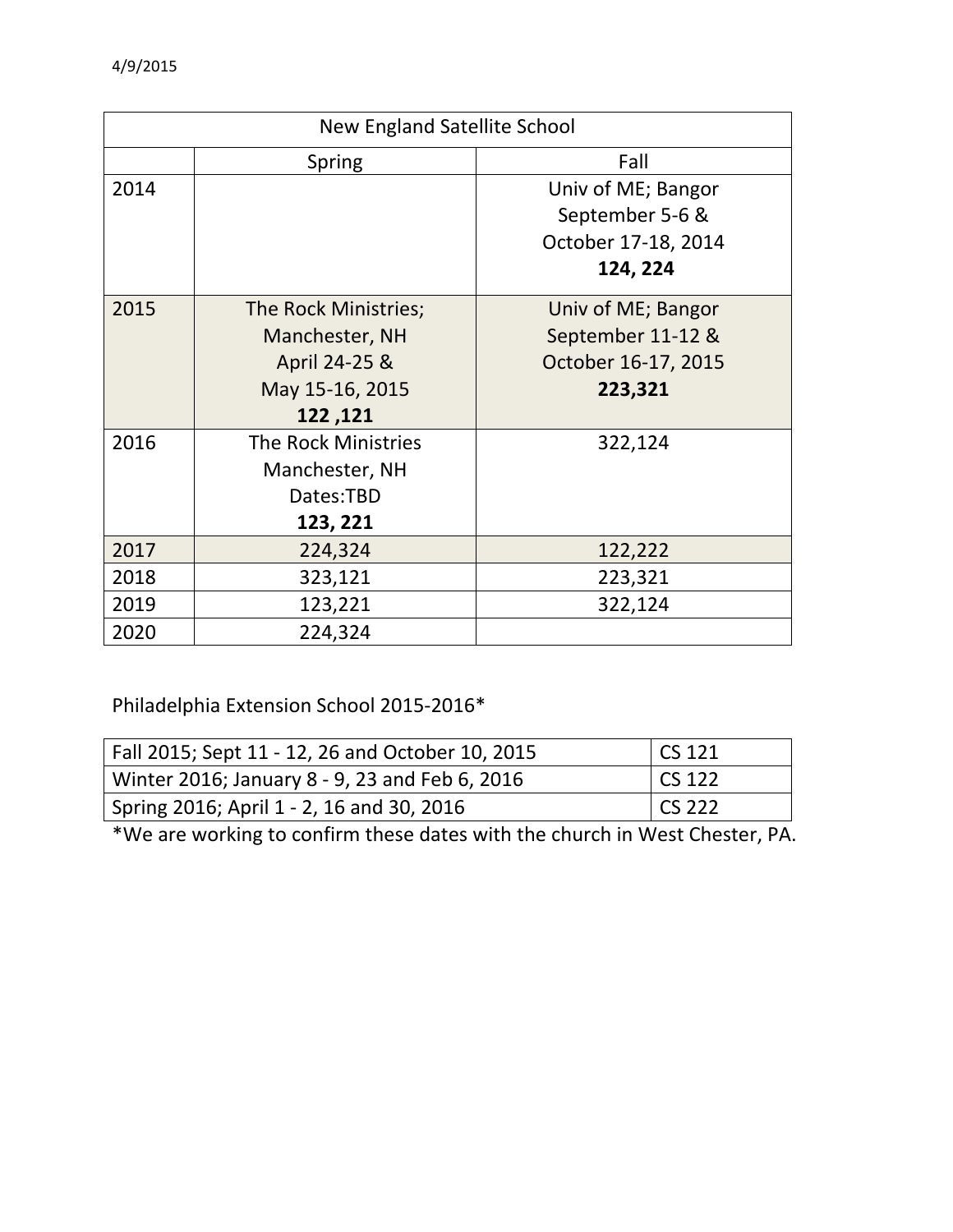4/9/2015

| New England Satellite School | | |
|---|---|---|
| | Spring | Fall |
| 2014 | | Univ of ME; Bangor September 5-6 & October 17-18, 2014 **124, 224** |
| 2015 | The Rock Ministries; Manchester, NH April 24-25 & May 15-16, 2015 **122 ,121** | Univ of ME; Bangor September 11-12 & October 16-17, 2015 **223,321** |
| 2016 | The Rock Ministries Manchester, NH Dates:TBD **123, 221** | 322,124 |
| 2017 | 224,324 | 122,222 |
| 2018 | 323,121 | 223,321 |
| 2019 | 123,221 | 322,124 |
| 2020 | 224,324 | |

Philadelphia Extension School 2015-2016*

| | |
|---|---|
| Fall 2015; Sept 11 - 12, 26 and October 10, 2015 | CS 121 |
| Winter 2016; January 8 - 9, 23 and Feb 6, 2016 | CS 122 |
| Spring 2016; April 1 - 2, 16 and 30, 2016 | CS 222 |

*We are working to confirm these dates with the church in West Chester, PA.